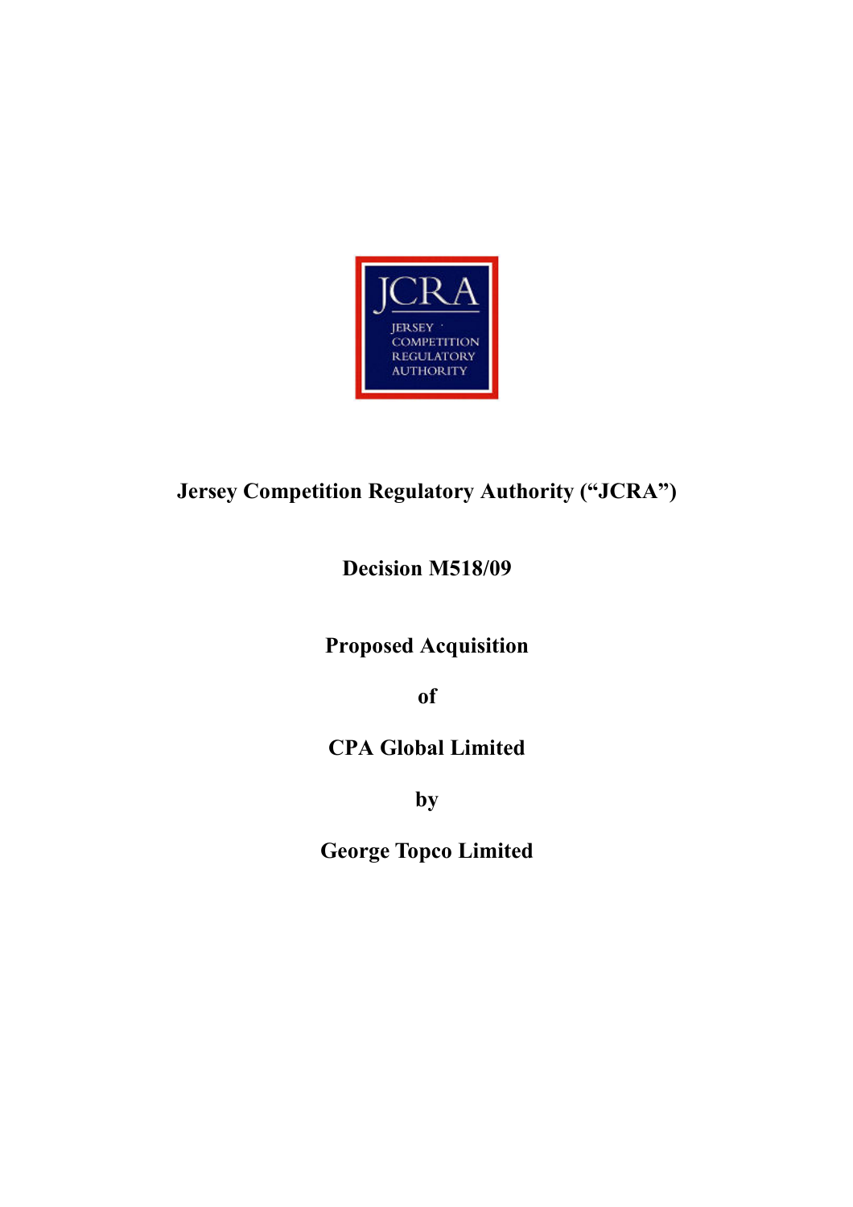JCRA

JERSEY COMPETITION REGULATORY AUTHORITY

**Jersey Competition Regulatory Authority ("JCRA")**

**Decision M518/09**

**Proposed Acquisition**

**of**

**CPA Global Limited**

**by**

**George Topco Limited**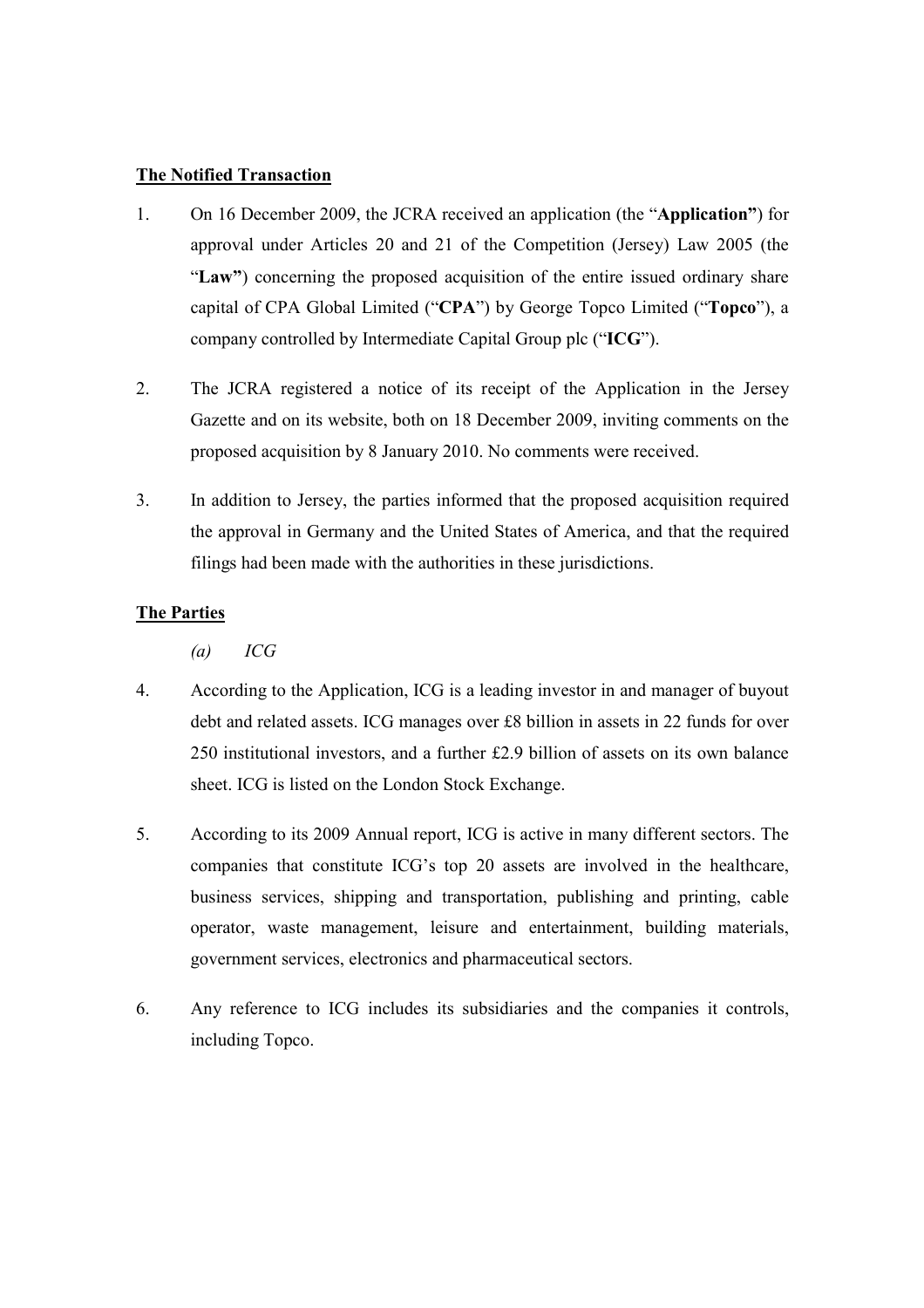**The Notified Transaction**

1. On 16 December 2009, the JCRA received an application (the "**Application"**) for approval under Articles 20 and 21 of the Competition (Jersey) Law 2005 (the "**Law"**) concerning the proposed acquisition of the entire issued ordinary share capital of CPA Global Limited ("**CPA**") by George Topco Limited ("**Topco**"), a company controlled by Intermediate Capital Group plc ("**ICG**").

2. The JCRA registered a notice of its receipt of the Application in the Jersey Gazette and on its website, both on 18 December 2009, inviting comments on the proposed acquisition by 8 January 2010. No comments were received.

3. In addition to Jersey, the parties informed that the proposed acquisition required the approval in Germany and the United States of America, and that the required filings had been made with the authorities in these jurisdictions.

**The Parties**

*(a) ICG*

4. According to the Application, ICG is a leading investor in and manager of buyout debt and related assets. ICG manages over £8 billion in assets in 22 funds for over 250 institutional investors, and a further £2.9 billion of assets on its own balance sheet. ICG is listed on the London Stock Exchange.

5. According to its 2009 Annual report, ICG is active in many different sectors. The companies that constitute ICG's top 20 assets are involved in the healthcare, business services, shipping and transportation, publishing and printing, cable operator, waste management, leisure and entertainment, building materials, government services, electronics and pharmaceutical sectors.

6. Any reference to ICG includes its subsidiaries and the companies it controls, including Topco.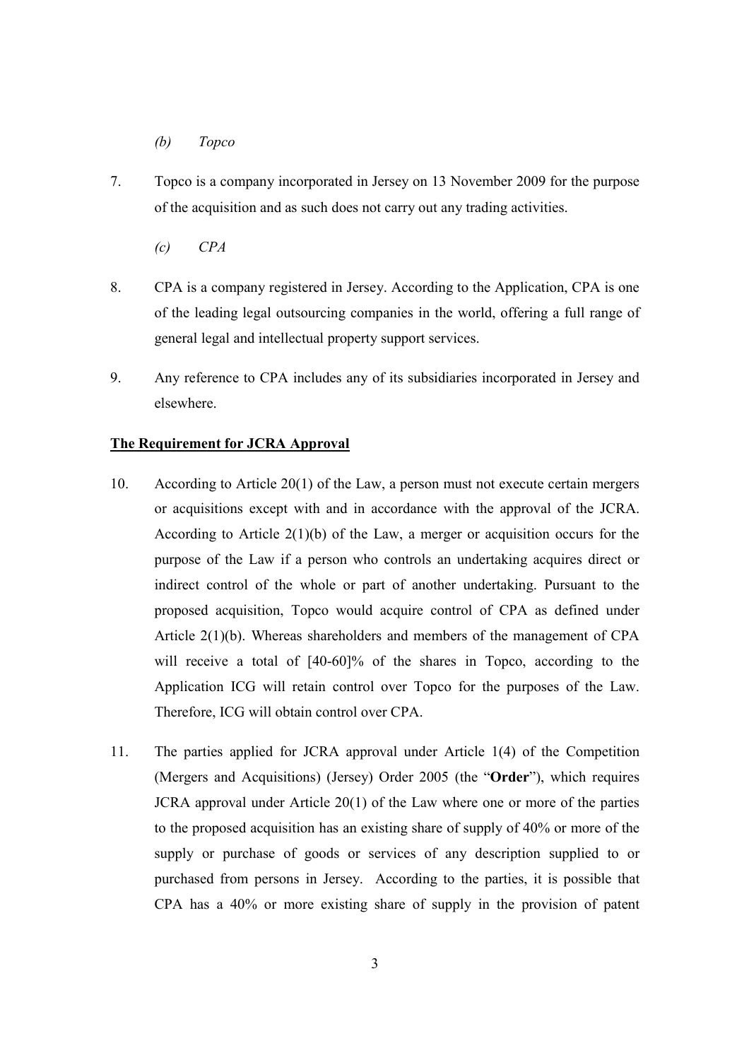*(b) Topco*

7. Topco is a company incorporated in Jersey on 13 November 2009 for the purpose of the acquisition and as such does not carry out any trading activities.

*(c) CPA*

8. CPA is a company registered in Jersey. According to the Application, CPA is one of the leading legal outsourcing companies in the world, offering a full range of general legal and intellectual property support services.

9. Any reference to CPA includes any of its subsidiaries incorporated in Jersey and elsewhere.

**The Requirement for JCRA Approval**

10. According to Article 20(1) of the Law, a person must not execute certain mergers or acquisitions except with and in accordance with the approval of the JCRA. According to Article 2(1)(b) of the Law, a merger or acquisition occurs for the purpose of the Law if a person who controls an undertaking acquires direct or indirect control of the whole or part of another undertaking. Pursuant to the proposed acquisition, Topco would acquire control of CPA as defined under Article 2(1)(b). Whereas shareholders and members of the management of CPA will receive a total of [40-60]% of the shares in Topco, according to the Application ICG will retain control over Topco for the purposes of the Law. Therefore, ICG will obtain control over CPA.

11. The parties applied for JCRA approval under Article 1(4) of the Competition (Mergers and Acquisitions) (Jersey) Order 2005 (the "**Order**"), which requires JCRA approval under Article 20(1) of the Law where one or more of the parties to the proposed acquisition has an existing share of supply of 40% or more of the supply or purchase of goods or services of any description supplied to or purchased from persons in Jersey. According to the parties, it is possible that CPA has a 40% or more existing share of supply in the provision of patent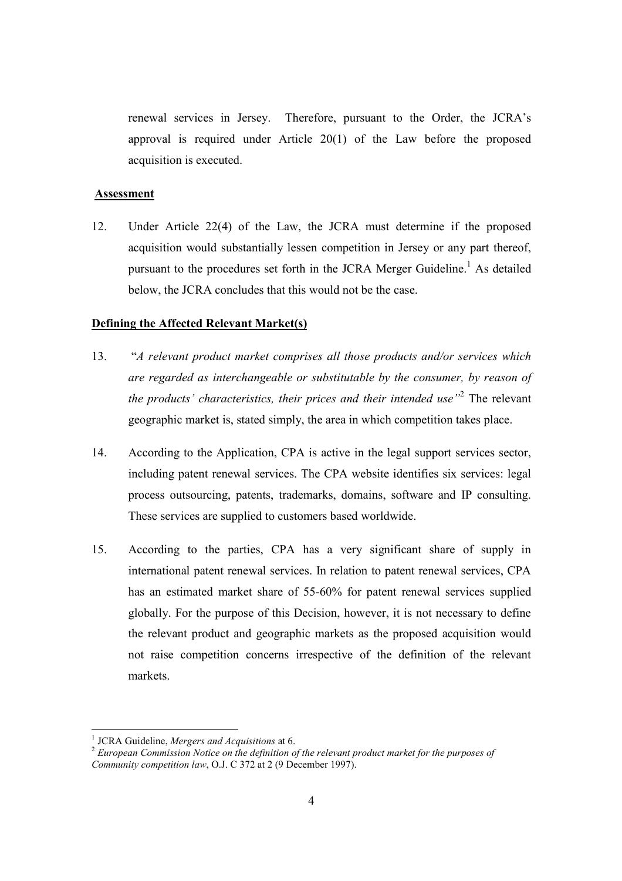renewal services in Jersey. Therefore, pursuant to the Order, the JCRA's approval is required under Article 20(1) of the Law before the proposed acquisition is executed.

**Assessment**

12. Under Article 22(4) of the Law, the JCRA must determine if the proposed acquisition would substantially lessen competition in Jersey or any part thereof, pursuant to the procedures set forth in the JCRA Merger Guideline.[1] As detailed below, the JCRA concludes that this would not be the case.

**Defining the Affected Relevant Market(s)**

13. "*A relevant product market comprises all those products and/or services which are regarded as interchangeable or substitutable by the consumer, by reason of the products' characteristics, their prices and their intended use*"[2] The relevant geographic market is, stated simply, the area in which competition takes place.

14. According to the Application, CPA is active in the legal support services sector, including patent renewal services. The CPA website identifies six services: legal process outsourcing, patents, trademarks, domains, software and IP consulting. These services are supplied to customers based worldwide.

15. According to the parties, CPA has a very significant share of supply in international patent renewal services. In relation to patent renewal services, CPA has an estimated market share of 55-60% for patent renewal services supplied globally. For the purpose of this Decision, however, it is not necessary to define the relevant product and geographic markets as the proposed acquisition would not raise competition concerns irrespective of the definition of the relevant markets.

---

[1] JCRA Guideline, *Mergers and Acquisitions* at 6.

[2] *European Commission Notice on the definition of the relevant product market for the purposes of Community competition law*, O.J. C 372 at 2 (9 December 1997).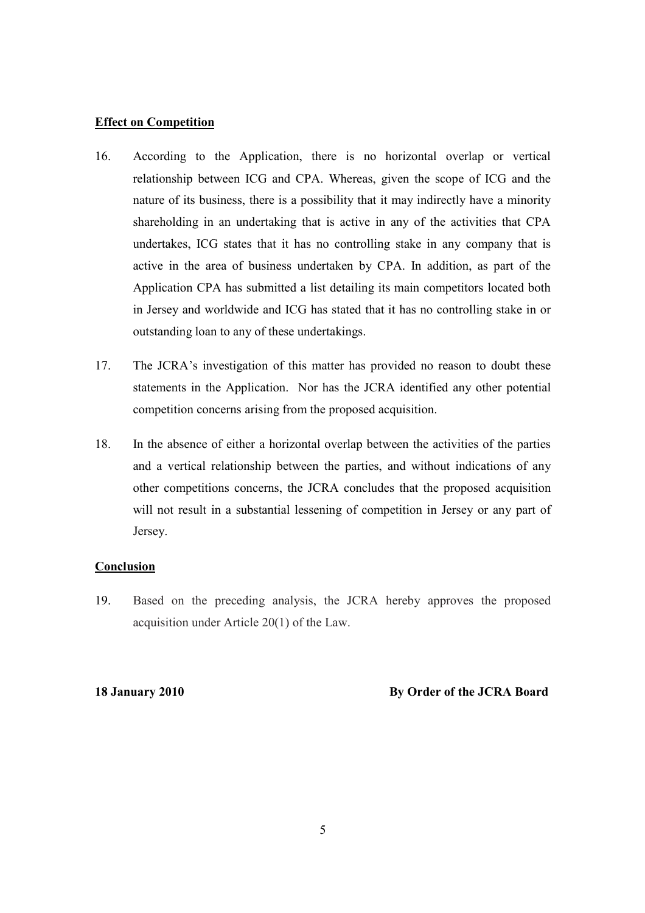**Effect on Competition**

16. According to the Application, there is no horizontal overlap or vertical relationship between ICG and CPA. Whereas, given the scope of ICG and the nature of its business, there is a possibility that it may indirectly have a minority shareholding in an undertaking that is active in any of the activities that CPA undertakes, ICG states that it has no controlling stake in any company that is active in the area of business undertaken by CPA. In addition, as part of the Application CPA has submitted a list detailing its main competitors located both in Jersey and worldwide and ICG has stated that it has no controlling stake in or outstanding loan to any of these undertakings.

17. The JCRA's investigation of this matter has provided no reason to doubt these statements in the Application. Nor has the JCRA identified any other potential competition concerns arising from the proposed acquisition.

18. In the absence of either a horizontal overlap between the activities of the parties and a vertical relationship between the parties, and without indications of any other competitions concerns, the JCRA concludes that the proposed acquisition will not result in a substantial lessening of competition in Jersey or any part of Jersey.

**Conclusion**

19. Based on the preceding analysis, the JCRA hereby approves the proposed acquisition under Article 20(1) of the Law.

**18 January 2010** **By Order of the JCRA Board**